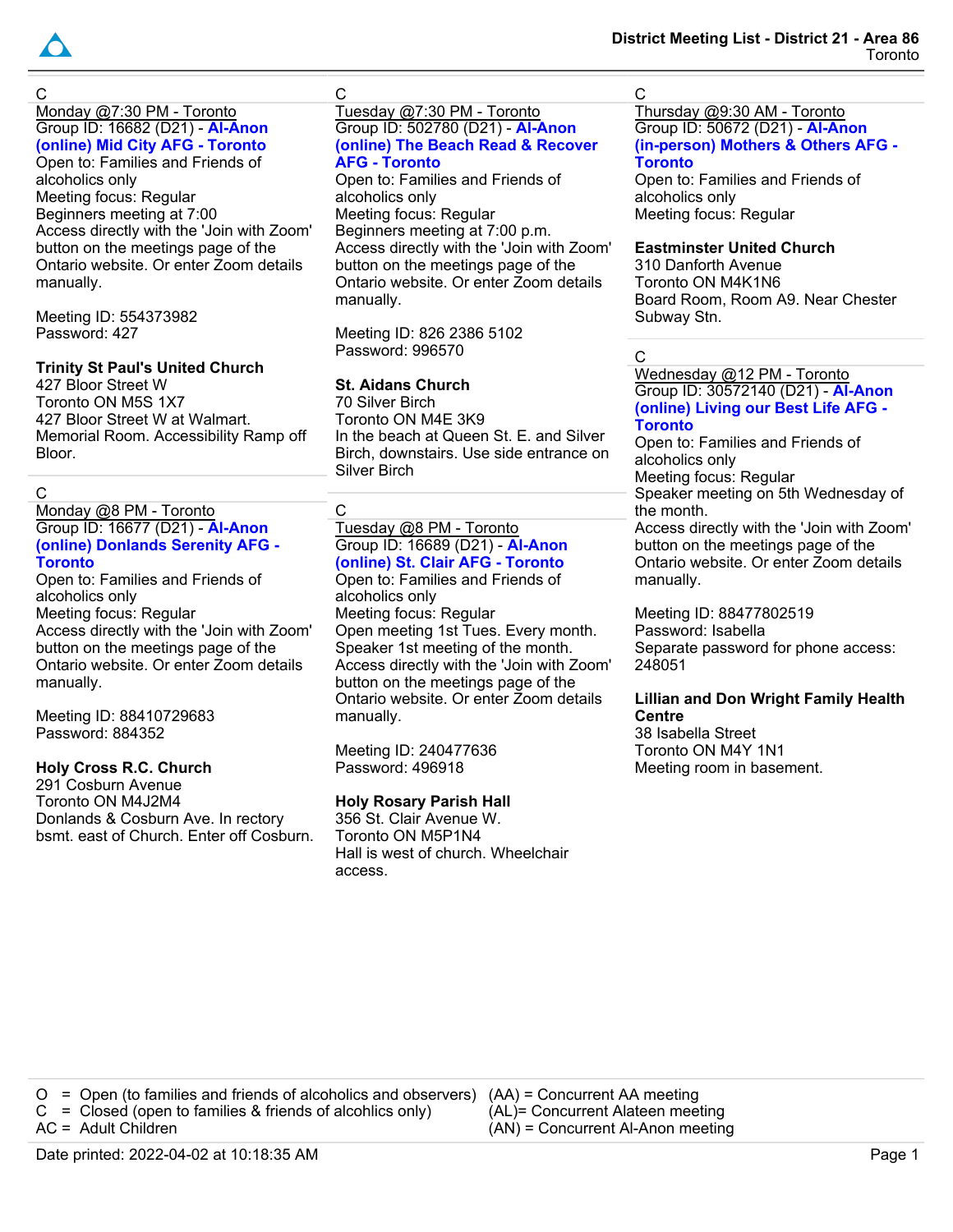# District Meeting List - District 21 - Area 86

Toronto

C

Monday @7:30 PM - Toronto

Group ID: 16682 (D21) - **Al-Anon (online) Mid City AFG - Toronto**

Open to: Families and Friends of alcoholics only

Meeting focus: Regular

Beginners meeting at 7:00

Access directly with the 'Join with Zoom' button on the meetings page of the Ontario website. Or enter Zoom details manually.

Meeting ID: 554373982

Password: 427

**Trinity St Paul's United Church**

427 Bloor Street W

Toronto ON M5S 1X7

427 Bloor Street W at Walmart. Memorial Room. Accessibility Ramp off Bloor.

---

C

Monday @8 PM - Toronto

Group ID: 16677 (D21) - **Al-Anon (online) Donlands Serenity AFG - Toronto**

Open to: Families and Friends of alcoholics only

Meeting focus: Regular

Access directly with the 'Join with Zoom' button on the meetings page of the Ontario website. Or enter Zoom details manually.

Meeting ID: 88410729683

Password: 884352

**Holy Cross R.C. Church**

291 Cosburn Avenue

Toronto ON M4J2M4

Donlands & Cosburn Ave. In rectory bsmt. east of Church. Enter off Cosburn.

---

C

Tuesday @7:30 PM - Toronto

Group ID: 502780 (D21) - **Al-Anon (online) The Beach Read & Recover AFG - Toronto**

Open to: Families and Friends of alcoholics only

Meeting focus: Regular

Beginners meeting at 7:00 p.m.

Access directly with the 'Join with Zoom' button on the meetings page of the Ontario website. Or enter Zoom details manually.

Meeting ID: 826 2386 5102

Password: 996570

**St. Aidans Church**

70 Silver Birch

Toronto ON M4E 3K9

In the beach at Queen St. E. and Silver Birch, downstairs. Use side entrance on Silver Birch

---

C

Tuesday @8 PM - Toronto

Group ID: 16689 (D21) - **Al-Anon (online) St. Clair AFG - Toronto**

Open to: Families and Friends of alcoholics only

Meeting focus: Regular

Open meeting 1st Tues. Every month. Speaker 1st meeting of the month.

Access directly with the 'Join with Zoom' button on the meetings page of the Ontario website. Or enter Zoom details manually.

Meeting ID: 240477636

Password: 496918

**Holy Rosary Parish Hall**

356 St. Clair Avenue W.

Toronto ON M5P1N4

Hall is west of church. Wheelchair access.

---

C

Thursday @9:30 AM - Toronto

Group ID: 50672 (D21) - **Al-Anon (in-person) Mothers & Others AFG - Toronto**

Open to: Families and Friends of alcoholics only

Meeting focus: Regular

**Eastminster United Church**

310 Danforth Avenue

Toronto ON M4K1N6

Board Room, Room A9. Near Chester Subway Stn.

---

C

Wednesday @12 PM - Toronto

Group ID: 30572140 (D21) - **Al-Anon (online) Living our Best Life AFG - Toronto**

Open to: Families and Friends of alcoholics only

Meeting focus: Regular

Speaker meeting on 5th Wednesday of the month.

Access directly with the 'Join with Zoom' button on the meetings page of the Ontario website. Or enter Zoom details manually.

Meeting ID: 88477802519

Password: Isabella

Separate password for phone access: 248051

**Lillian and Don Wright Family Health Centre**

38 Isabella Street

Toronto ON M4Y 1N1

Meeting room in basement.

---

O = Open (to families and friends of alcoholics and observers)
C = Closed (open to families & friends of alcholics only)
AC = Adult Children

(AA) = Concurrent AA meeting
(AL)= Concurrent Alateen meeting
(AN) = Concurrent Al-Anon meeting

Date printed: 2022-04-02 at 10:18:35 AM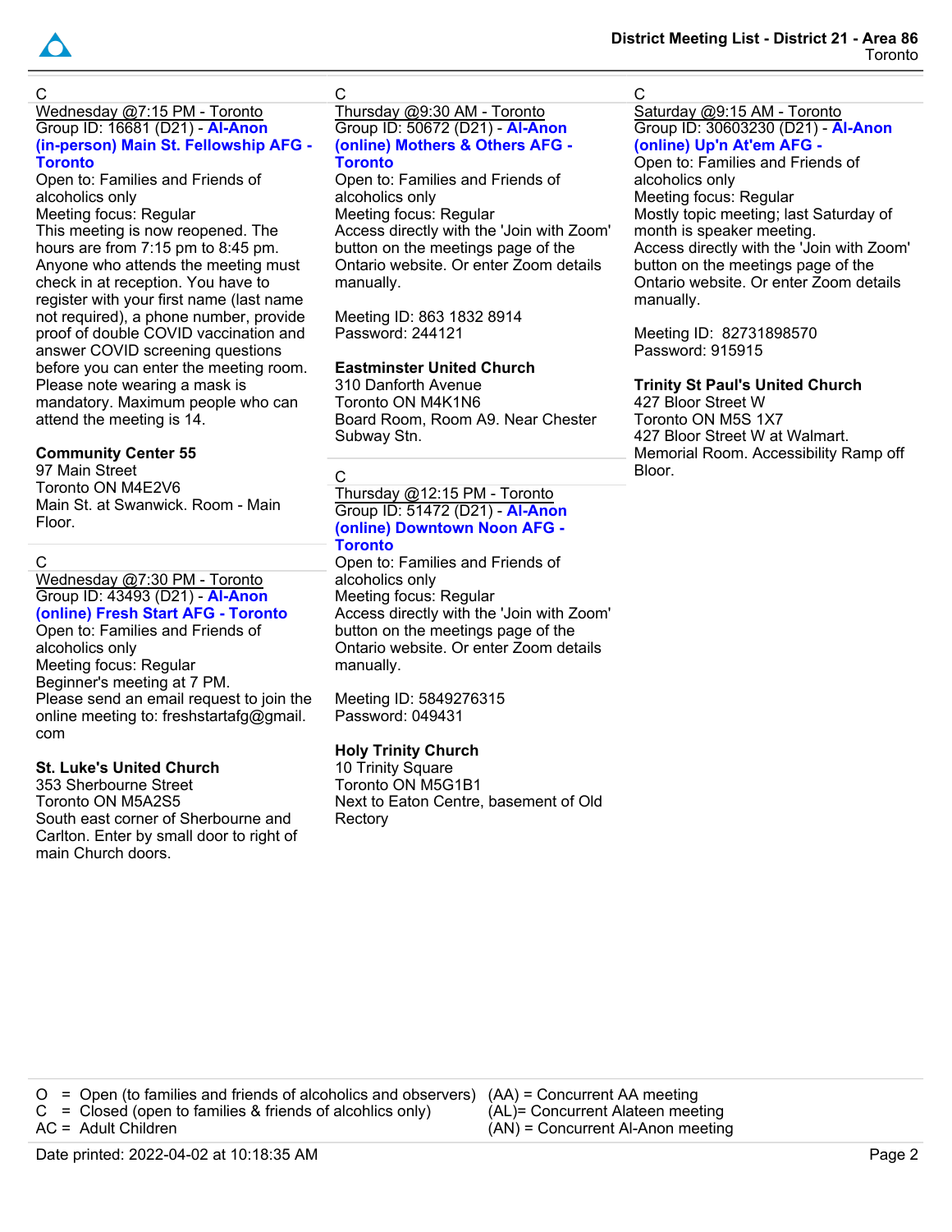C

Wednesday @7:15 PM - Toronto
Group ID: 16681 (D21) - **Al-Anon (in-person) Main St. Fellowship AFG - Toronto**
Open to: Families and Friends of alcoholics only
Meeting focus: Regular
This meeting is now reopened. The hours are from 7:15 pm to 8:45 pm. Anyone who attends the meeting must check in at reception. You have to register with your first name (last name not required), a phone number, provide proof of double COVID vaccination and answer COVID screening questions before you can enter the meeting room. Please note wearing a mask is mandatory. Maximum people who can attend the meeting is 14.

**Community Center 55**
97 Main Street
Toronto ON M4E2V6
Main St. at Swanwick. Room - Main Floor.

C

Wednesday @7:30 PM - Toronto
Group ID: 43493 (D21) - **Al-Anon (online) Fresh Start AFG - Toronto**
Open to: Families and Friends of alcoholics only
Meeting focus: Regular
Beginner's meeting at 7 PM.
Please send an email request to join the online meeting to: freshstartafg@gmail.com

**St. Luke's United Church**
353 Sherbourne Street
Toronto ON M5A2S5
South east corner of Sherbourne and Carlton. Enter by small door to right of main Church doors.

C

Thursday @9:30 AM - Toronto
Group ID: 50672 (D21) - **Al-Anon (online) Mothers & Others AFG - Toronto**
Open to: Families and Friends of alcoholics only
Meeting focus: Regular
Access directly with the 'Join with Zoom' button on the meetings page of the Ontario website. Or enter Zoom details manually.

Meeting ID: 863 1832 8914
Password: 244121

**Eastminster United Church**
310 Danforth Avenue
Toronto ON M4K1N6
Board Room, Room A9. Near Chester Subway Stn.

C

Thursday @12:15 PM - Toronto
Group ID: 51472 (D21) - **Al-Anon (online) Downtown Noon AFG - Toronto**
Open to: Families and Friends of alcoholics only
Meeting focus: Regular
Access directly with the 'Join with Zoom' button on the meetings page of the Ontario website. Or enter Zoom details manually.

Meeting ID: 5849276315
Password: 049431

**Holy Trinity Church**
10 Trinity Square
Toronto ON M5G1B1
Next to Eaton Centre, basement of Old Rectory

C

Saturday @9:15 AM - Toronto
Group ID: 30603230 (D21) - **Al-Anon (online) Up'n At'em AFG -**
Open to: Families and Friends of alcoholics only
Meeting focus: Regular
Mostly topic meeting; last Saturday of month is speaker meeting.
Access directly with the 'Join with Zoom' button on the meetings page of the Ontario website. Or enter Zoom details manually.

Meeting ID: 82731898570
Password: 915915

**Trinity St Paul's United Church**
427 Bloor Street W
Toronto ON M5S 1X7
427 Bloor Street W at Walmart. Memorial Room. Accessibility Ramp off Bloor.

O = Open (to families and friends of alcoholics and observers)
C = Closed (open to families & friends of alcohlics only)
AC = Adult Children

(AA) = Concurrent AA meeting
(AL)= Concurrent Alateen meeting
(AN) = Concurrent Al-Anon meeting

Date printed: 2022-04-02 at 10:18:35 AM